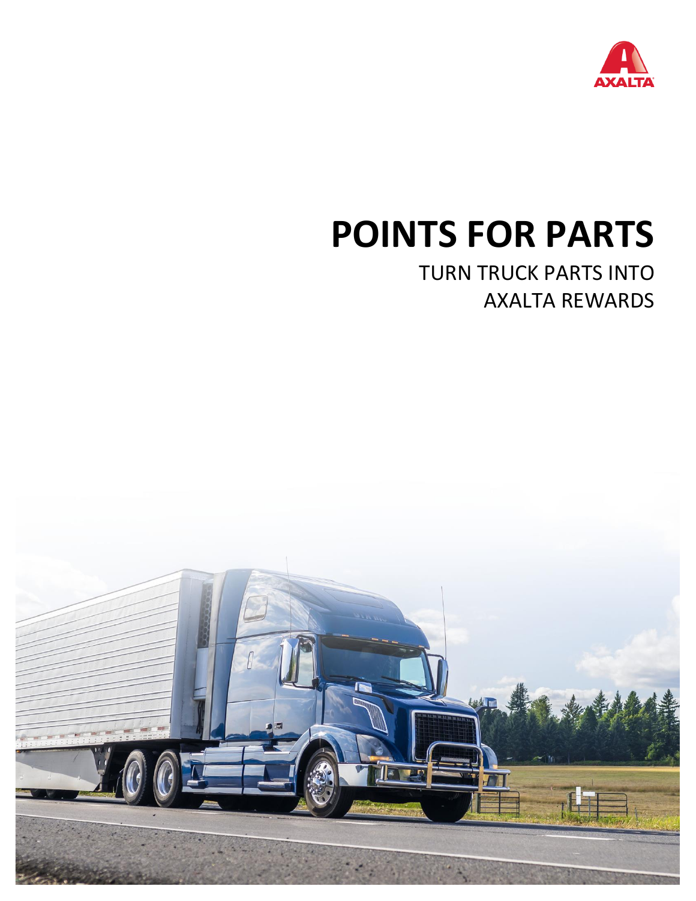# POINTS FOR PARTS

TURN TRUCK PARTS INTO
AXALTA REWARDS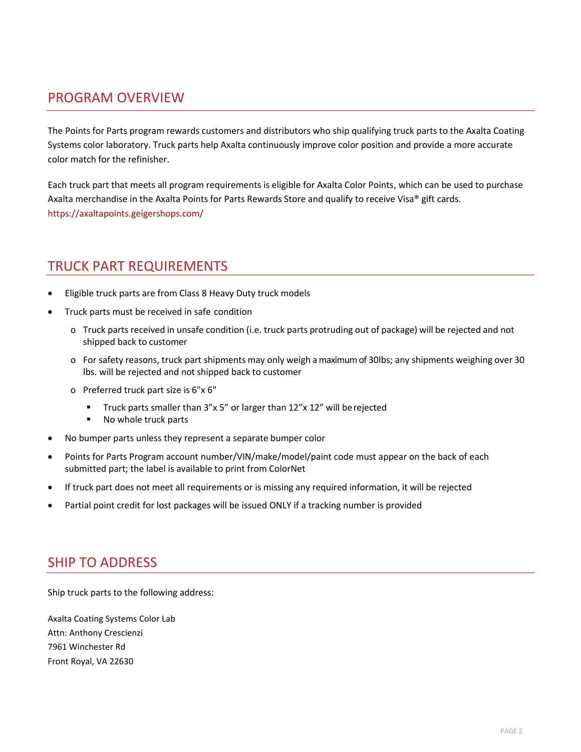## PROGRAM OVERVIEW

The Points for Parts program rewards customers and distributors who ship qualifying truck parts to the Axalta Coating Systems color laboratory. Truck parts help Axalta continuously improve color position and provide a more accurate color match for the refinisher.

Each truck part that meets all program requirements is eligible for Axalta Color Points, which can be used to purchase Axalta merchandise in the Axalta Points for Parts Rewards Store and qualify to receive Visa® gift cards. https://axaltapoints.geigershops.com/

## TRUCK PART REQUIREMENTS

- Eligible truck parts are from Class 8 Heavy Duty truck models
- Truck parts must be received in safe condition
  - Truck parts received in unsafe condition (i.e. truck parts protruding out of package) will be rejected and not shipped back to customer
  - For safety reasons, truck part shipments may only weigh a maximum of 30lbs; any shipments weighing over 30 lbs. will be rejected and not shipped back to customer
  - Preferred truck part size is 6"x 6"
    - Truck parts smaller than 3"x 5" or larger than 12"x 12" will be rejected
    - No whole truck parts
- No bumper parts unless they represent a separate bumper color
- Points for Parts Program account number/VIN/make/model/paint code must appear on the back of each submitted part; the label is available to print from ColorNet
- If truck part does not meet all requirements or is missing any required information, it will be rejected
- Partial point credit for lost packages will be issued ONLY if a tracking number is provided

## SHIP TO ADDRESS

Ship truck parts to the following address:

Axalta Coating Systems Color Lab
Attn: Anthony Crescienzi
7961 Winchester Rd
Front Royal, VA 22630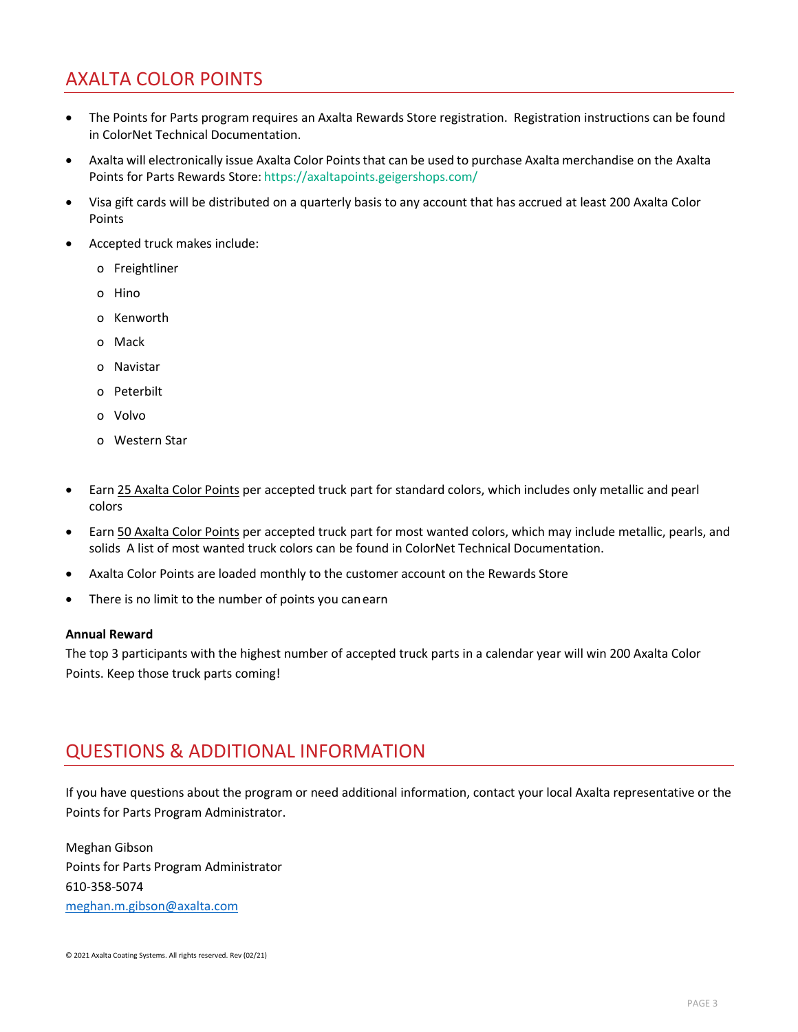## AXALTA COLOR POINTS

- The Points for Parts program requires an Axalta Rewards Store registration. Registration instructions can be found in ColorNet Technical Documentation.
- Axalta will electronically issue Axalta Color Points that can be used to purchase Axalta merchandise on the Axalta Points for Parts Rewards Store: https://axaltapoints.geigershops.com/
- Visa gift cards will be distributed on a quarterly basis to any account that has accrued at least 200 Axalta Color Points
- Accepted truck makes include:
  - Freightliner
  - Hino
  - Kenworth
  - Mack
  - Navistar
  - Peterbilt
  - Volvo
  - Western Star
- Earn 25 Axalta Color Points per accepted truck part for standard colors, which includes only metallic and pearl colors
- Earn 50 Axalta Color Points per accepted truck part for most wanted colors, which may include metallic, pearls, and solids A list of most wanted truck colors can be found in ColorNet Technical Documentation.
- Axalta Color Points are loaded monthly to the customer account on the Rewards Store
- There is no limit to the number of points you can earn

**Annual Reward**

The top 3 participants with the highest number of accepted truck parts in a calendar year will win 200 Axalta Color Points. Keep those truck parts coming!

## QUESTIONS & ADDITIONAL INFORMATION

If you have questions about the program or need additional information, contact your local Axalta representative or the Points for Parts Program Administrator.

Meghan Gibson
Points for Parts Program Administrator
610-358-5074
meghan.m.gibson@axalta.com

© 2021 Axalta Coating Systems. All rights reserved. Rev (02/21)